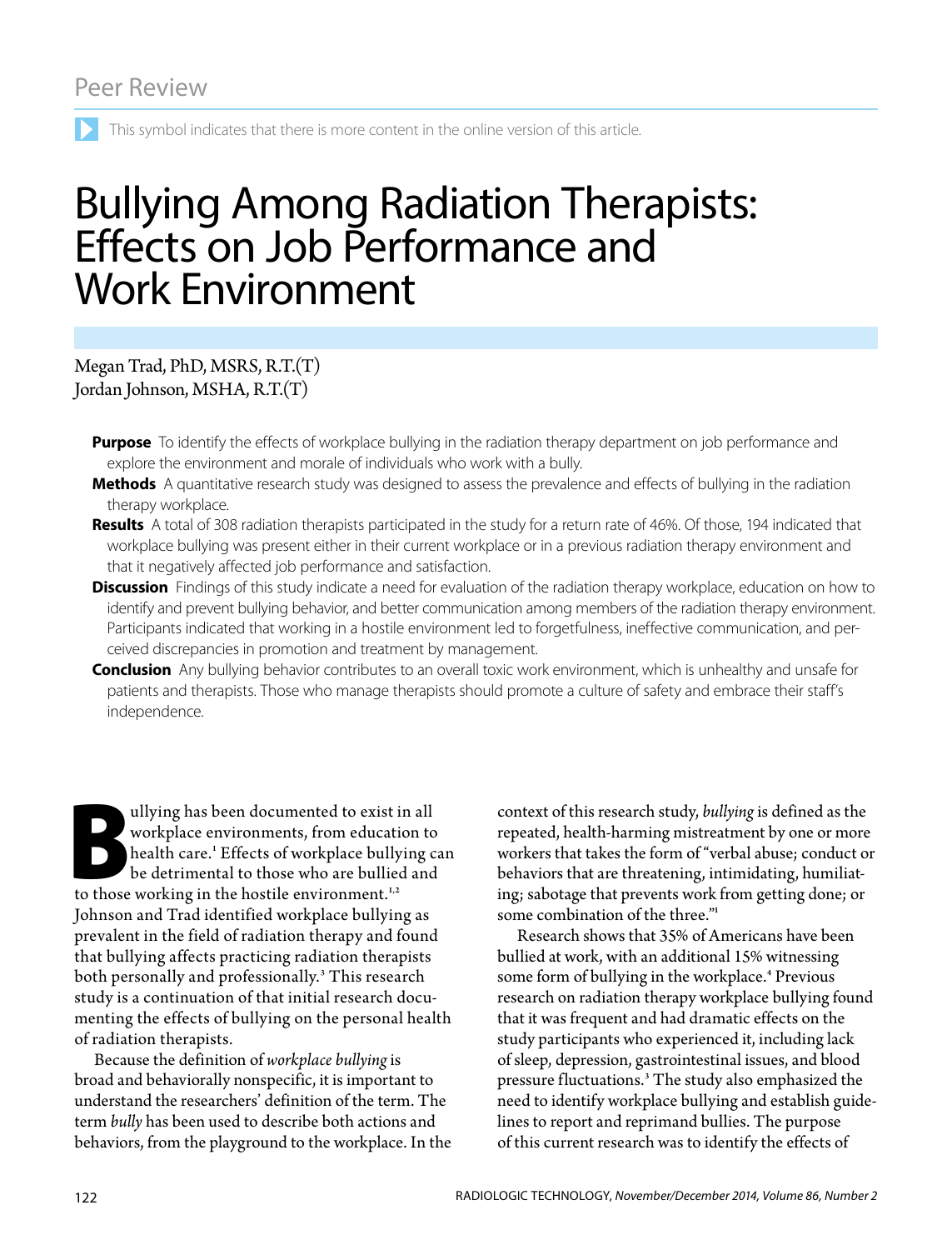Peer Review

This symbol indicates that there is more content in the online version of this article.

# Bullying Among Radiation Therapists: Effects on Job Performance and Work Environment

Megan Trad, PhD, MSRS, R.T.(T)
Jordan Johnson, MSHA, R.T.(T)

**Purpose** To identify the effects of workplace bullying in the radiation therapy department on job performance and explore the environment and morale of individuals who work with a bully.

**Methods** A quantitative research study was designed to assess the prevalence and effects of bullying in the radiation therapy workplace.

**Results** A total of 308 radiation therapists participated in the study for a return rate of 46%. Of those, 194 indicated that workplace bullying was present either in their current workplace or in a previous radiation therapy environment and that it negatively affected job performance and satisfaction.

**Discussion** Findings of this study indicate a need for evaluation of the radiation therapy workplace, education on how to identify and prevent bullying behavior, and better communication among members of the radiation therapy environment. Participants indicated that working in a hostile environment led to forgetfulness, ineffective communication, and perceived discrepancies in promotion and treatment by management.

**Conclusion** Any bullying behavior contributes to an overall toxic work environment, which is unhealthy and unsafe for patients and therapists. Those who manage therapists should promote a culture of safety and embrace their staff's independence.

Bullying has been documented to exist in all workplace environments, from education to health care.[1] Effects of workplace bullying can be detrimental to those who are bullied and to those working in the hostile environment.[1,2] Johnson and Trad identified workplace bullying as prevalent in the field of radiation therapy and found that bullying affects practicing radiation therapists both personally and professionally.[3] This research study is a continuation of that initial research documenting the effects of bullying on the personal health of radiation therapists.

Because the definition of *workplace bullying* is broad and behaviorally nonspecific, it is important to understand the researchers' definition of the term. The term *bully* has been used to describe both actions and behaviors, from the playground to the workplace. In the context of this research study, *bullying* is defined as the repeated, health-harming mistreatment by one or more workers that takes the form of "verbal abuse; conduct or behaviors that are threatening, intimidating, humiliating; sabotage that prevents work from getting done; or some combination of the three."[1]

Research shows that 35% of Americans have been bullied at work, with an additional 15% witnessing some form of bullying in the workplace.[4] Previous research on radiation therapy workplace bullying found that it was frequent and had dramatic effects on the study participants who experienced it, including lack of sleep, depression, gastrointestinal issues, and blood pressure fluctuations.[3] The study also emphasized the need to identify workplace bullying and establish guidelines to report and reprimand bullies. The purpose of this current research was to identify the effects of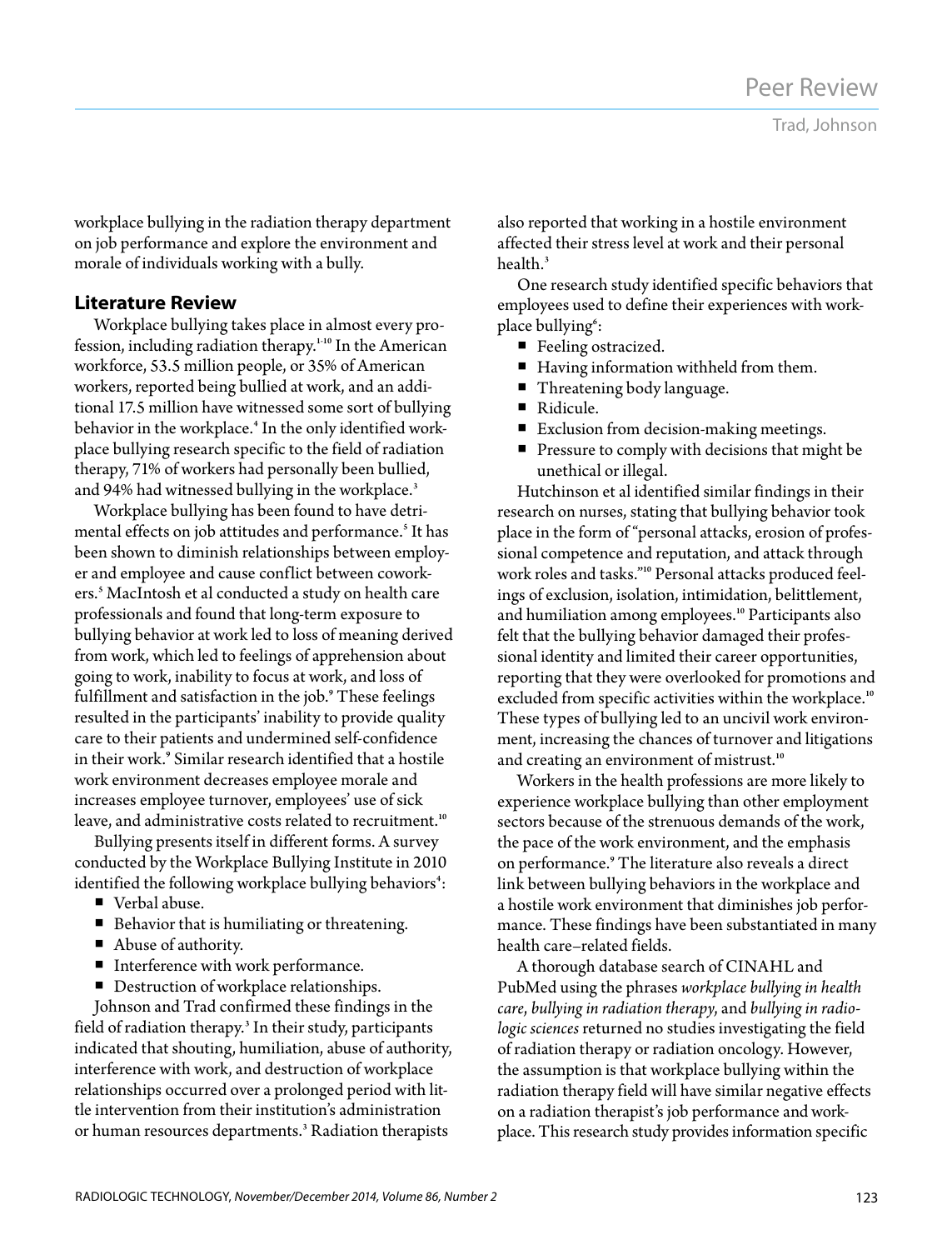workplace bullying in the radiation therapy department on job performance and explore the environment and morale of individuals working with a bully.

## Literature Review

Workplace bullying takes place in almost every profession, including radiation therapy.[1-10] In the American workforce, 53.5 million people, or 35% of American workers, reported being bullied at work, and an additional 17.5 million have witnessed some sort of bullying behavior in the workplace.[4] In the only identified workplace bullying research specific to the field of radiation therapy, 71% of workers had personally been bullied, and 94% had witnessed bullying in the workplace.[3]

Workplace bullying has been found to have detrimental effects on job attitudes and performance.[5] It has been shown to diminish relationships between employer and employee and cause conflict between coworkers.[5] MacIntosh et al conducted a study on health care professionals and found that long-term exposure to bullying behavior at work led to loss of meaning derived from work, which led to feelings of apprehension about going to work, inability to focus at work, and loss of fulfillment and satisfaction in the job.[9] These feelings resulted in the participants' inability to provide quality care to their patients and undermined self-confidence in their work.[9] Similar research identified that a hostile work environment decreases employee morale and increases employee turnover, employees' use of sick leave, and administrative costs related to recruitment.[10]

Bullying presents itself in different forms. A survey conducted by the Workplace Bullying Institute in 2010 identified the following workplace bullying behaviors[4]:

- Verbal abuse.
- Behavior that is humiliating or threatening.
- Abuse of authority.
- Interference with work performance.
- Destruction of workplace relationships.

Johnson and Trad confirmed these findings in the field of radiation therapy.[3] In their study, participants indicated that shouting, humiliation, abuse of authority, interference with work, and destruction of workplace relationships occurred over a prolonged period with little intervention from their institution's administration or human resources departments.[3] Radiation therapists also reported that working in a hostile environment affected their stress level at work and their personal health.[3]

One research study identified specific behaviors that employees used to define their experiences with workplace bullying[6]:

- Feeling ostracized.
- Having information withheld from them.
- Threatening body language.
- Ridicule.
- Exclusion from decision-making meetings.
- Pressure to comply with decisions that might be unethical or illegal.

Hutchinson et al identified similar findings in their research on nurses, stating that bullying behavior took place in the form of "personal attacks, erosion of professional competence and reputation, and attack through work roles and tasks."[10] Personal attacks produced feelings of exclusion, isolation, intimidation, belittlement, and humiliation among employees.[10] Participants also felt that the bullying behavior damaged their professional identity and limited their career opportunities, reporting that they were overlooked for promotions and excluded from specific activities within the workplace.[10] These types of bullying led to an uncivil work environment, increasing the chances of turnover and litigations and creating an environment of mistrust.[10]

Workers in the health professions are more likely to experience workplace bullying than other employment sectors because of the strenuous demands of the work, the pace of the work environment, and the emphasis on performance.[9] The literature also reveals a direct link between bullying behaviors in the workplace and a hostile work environment that diminishes job performance. These findings have been substantiated in many health care–related fields.

A thorough database search of CINAHL and PubMed using the phrases *workplace bullying in health care*, *bullying in radiation therapy*, and *bullying in radiologic sciences* returned no studies investigating the field of radiation therapy or radiation oncology. However, the assumption is that workplace bullying within the radiation therapy field will have similar negative effects on a radiation therapist's job performance and workplace. This research study provides information specific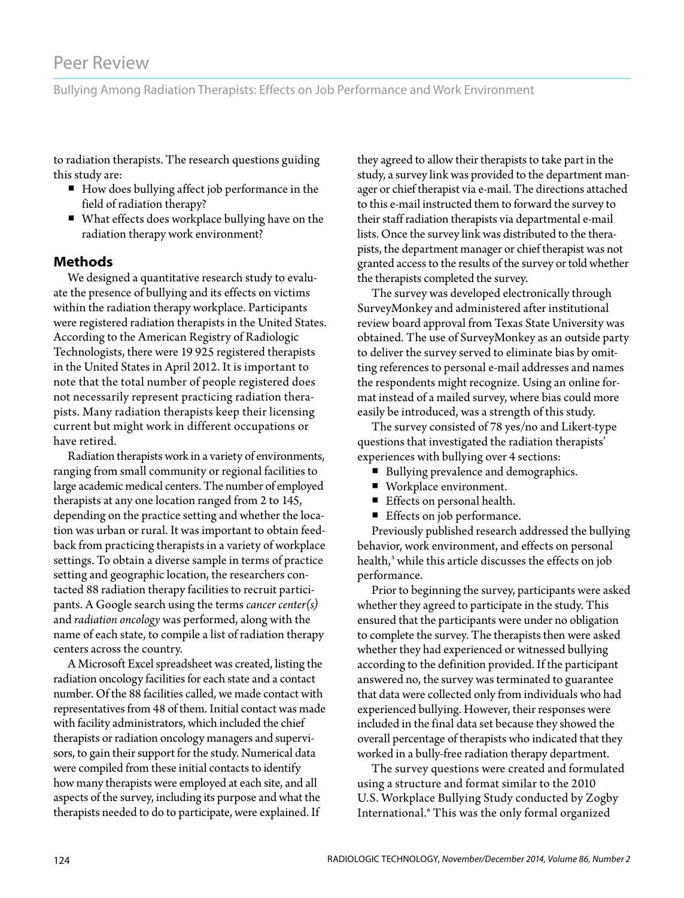to radiation therapists. The research questions guiding this study are:

- How does bullying affect job performance in the field of radiation therapy?
- What effects does workplace bullying have on the radiation therapy work environment?

## Methods

We designed a quantitative research study to evaluate the presence of bullying and its effects on victims within the radiation therapy workplace. Participants were registered radiation therapists in the United States. According to the American Registry of Radiologic Technologists, there were 19 925 registered therapists in the United States in April 2012. It is important to note that the total number of people registered does not necessarily represent practicing radiation therapists. Many radiation therapists keep their licensing current but might work in different occupations or have retired.

Radiation therapists work in a variety of environments, ranging from small community or regional facilities to large academic medical centers. The number of employed therapists at any one location ranged from 2 to 145, depending on the practice setting and whether the location was urban or rural. It was important to obtain feedback from practicing therapists in a variety of workplace settings. To obtain a diverse sample in terms of practice setting and geographic location, the researchers contacted 88 radiation therapy facilities to recruit participants. A Google search using the terms *cancer center(s)* and *radiation oncology* was performed, along with the name of each state, to compile a list of radiation therapy centers across the country.

A Microsoft Excel spreadsheet was created, listing the radiation oncology facilities for each state and a contact number. Of the 88 facilities called, we made contact with representatives from 48 of them. Initial contact was made with facility administrators, which included the chief therapists or radiation oncology managers and supervisors, to gain their support for the study. Numerical data were compiled from these initial contacts to identify how many therapists were employed at each site, and all aspects of the survey, including its purpose and what the therapists needed to do to participate, were explained. If they agreed to allow their therapists to take part in the study, a survey link was provided to the department manager or chief therapist via e-mail. The directions attached to this e-mail instructed them to forward the survey to their staff radiation therapists via departmental e-mail lists. Once the survey link was distributed to the therapists, the department manager or chief therapist was not granted access to the results of the survey or told whether the therapists completed the survey.

The survey was developed electronically through SurveyMonkey and administered after institutional review board approval from Texas State University was obtained. The use of SurveyMonkey as an outside party to deliver the survey served to eliminate bias by omitting references to personal e-mail addresses and names the respondents might recognize. Using an online format instead of a mailed survey, where bias could more easily be introduced, was a strength of this study.

The survey consisted of 78 yes/no and Likert-type questions that investigated the radiation therapists' experiences with bullying over 4 sections:

- Bullying prevalence and demographics.
- Workplace environment.
- Effects on personal health.
- Effects on job performance.

Previously published research addressed the bullying behavior, work environment, and effects on personal health,[3] while this article discusses the effects on job performance.

Prior to beginning the survey, participants were asked whether they agreed to participate in the study. This ensured that the participants were under no obligation to complete the survey. The therapists then were asked whether they had experienced or witnessed bullying according to the definition provided. If the participant answered no, the survey was terminated to guarantee that data were collected only from individuals who had experienced bullying. However, their responses were included in the final data set because they showed the overall percentage of therapists who indicated that they worked in a bully-free radiation therapy department.

The survey questions were created and formulated using a structure and format similar to the 2010 U.S. Workplace Bullying Study conducted by Zogby International.[6] This was the only formal organized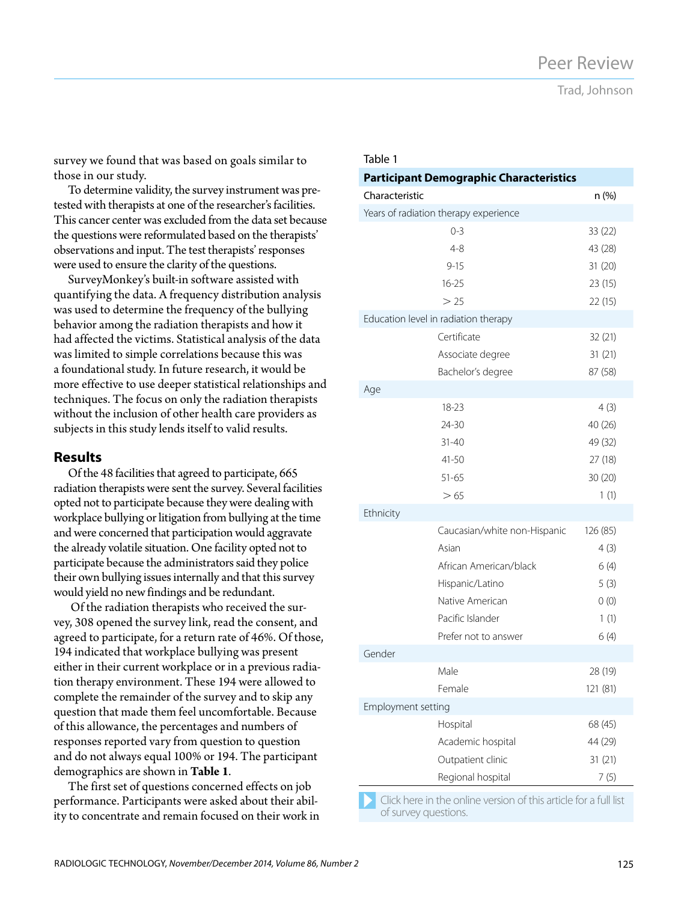survey we found that was based on goals similar to those in our study.

To determine validity, the survey instrument was pretested with therapists at one of the researcher's facilities. This cancer center was excluded from the data set because the questions were reformulated based on the therapists' observations and input. The test therapists' responses were used to ensure the clarity of the questions.

SurveyMonkey's built-in software assisted with quantifying the data. A frequency distribution analysis was used to determine the frequency of the bullying behavior among the radiation therapists and how it had affected the victims. Statistical analysis of the data was limited to simple correlations because this was a foundational study. In future research, it would be more effective to use deeper statistical relationships and techniques. The focus on only the radiation therapists without the inclusion of other health care providers as subjects in this study lends itself to valid results.

## Results

Of the 48 facilities that agreed to participate, 665 radiation therapists were sent the survey. Several facilities opted not to participate because they were dealing with workplace bullying or litigation from bullying at the time and were concerned that participation would aggravate the already volatile situation. One facility opted not to participate because the administrators said they police their own bullying issues internally and that this survey would yield no new findings and be redundant.

Of the radiation therapists who received the survey, 308 opened the survey link, read the consent, and agreed to participate, for a return rate of 46%. Of those, 194 indicated that workplace bullying was present either in their current workplace or in a previous radiation therapy environment. These 194 were allowed to complete the remainder of the survey and to skip any question that made them feel uncomfortable. Because of this allowance, the percentages and numbers of responses reported vary from question to question and do not always equal 100% or 194. The participant demographics are shown in **Table 1**.

The first set of questions concerned effects on job performance. Participants were asked about their ability to concentrate and remain focused on their work in

Table 1

**Participant Demographic Characteristics**

| Characteristic | n (%) |
|---|---|
| Years of radiation therapy experience | |
| 0-3 | 33 (22) |
| 4-8 | 43 (28) |
| 9-15 | 31 (20) |
| 16-25 | 23 (15) |
| > 25 | 22 (15) |
| Education level in radiation therapy | |
| Certificate | 32 (21) |
| Associate degree | 31 (21) |
| Bachelor's degree | 87 (58) |
| Age | |
| 18-23 | 4 (3) |
| 24-30 | 40 (26) |
| 31-40 | 49 (32) |
| 41-50 | 27 (18) |
| 51-65 | 30 (20) |
| > 65 | 1 (1) |
| Ethnicity | |
| Caucasian/white non-Hispanic | 126 (85) |
| Asian | 4 (3) |
| African American/black | 6 (4) |
| Hispanic/Latino | 5 (3) |
| Native American | 0 (0) |
| Pacific Islander | 1 (1) |
| Prefer not to answer | 6 (4) |
| Gender | |
| Male | 28 (19) |
| Female | 121 (81) |
| Employment setting | |
| Hospital | 68 (45) |
| Academic hospital | 44 (29) |
| Outpatient clinic | 31 (21) |
| Regional hospital | 7 (5) |

Click here in the online version of this article for a full list of survey questions.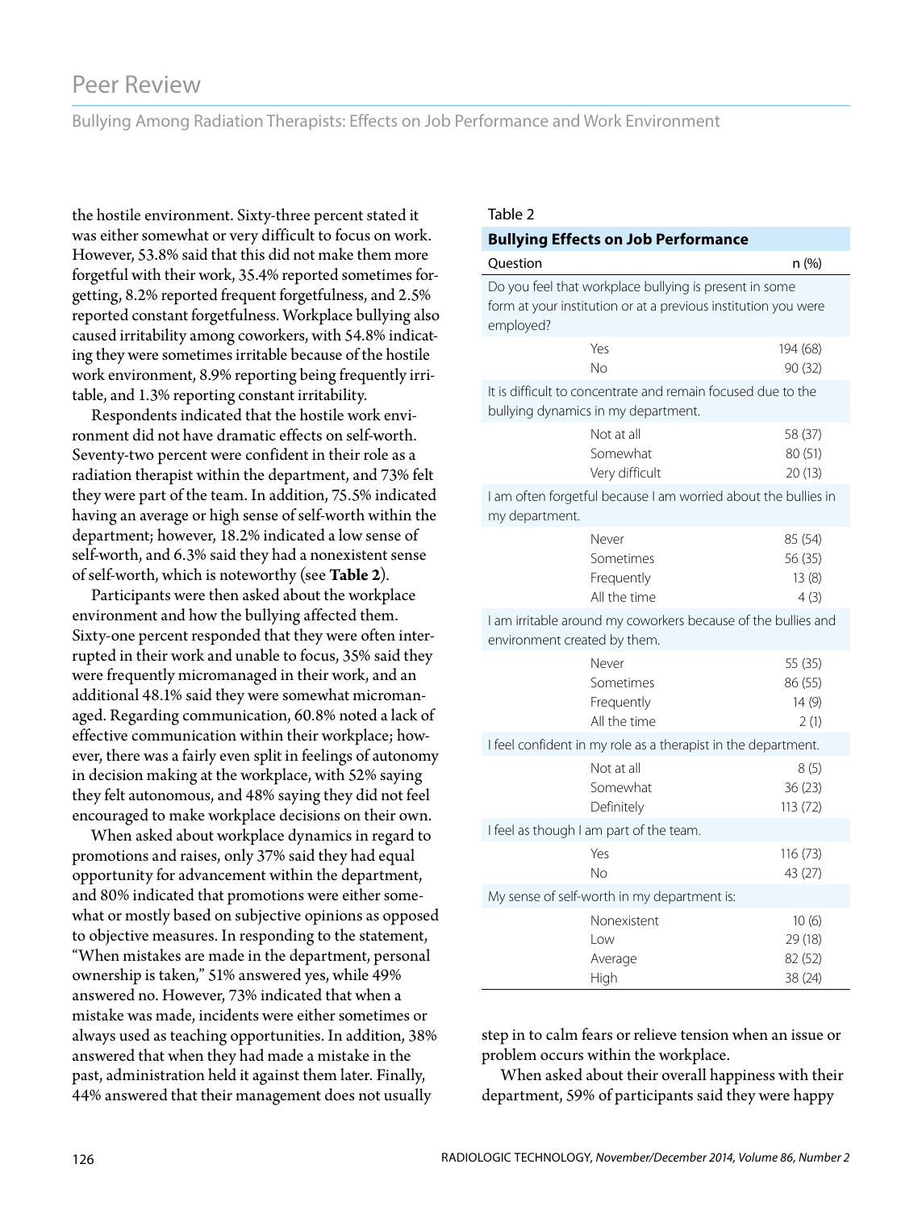the hostile environment. Sixty-three percent stated it was either somewhat or very difficult to focus on work. However, 53.8% said that this did not make them more forgetful with their work, 35.4% reported sometimes forgetting, 8.2% reported frequent forgetfulness, and 2.5% reported constant forgetfulness. Workplace bullying also caused irritability among coworkers, with 54.8% indicating they were sometimes irritable because of the hostile work environment, 8.9% reporting being frequently irritable, and 1.3% reporting constant irritability.

Respondents indicated that the hostile work environment did not have dramatic effects on self-worth. Seventy-two percent were confident in their role as a radiation therapist within the department, and 73% felt they were part of the team. In addition, 75.5% indicated having an average or high sense of self-worth within the department; however, 18.2% indicated a low sense of self-worth, and 6.3% said they had a nonexistent sense of self-worth, which is noteworthy (see **Table 2**).

Participants were then asked about the workplace environment and how the bullying affected them. Sixty-one percent responded that they were often interrupted in their work and unable to focus, 35% said they were frequently micromanaged in their work, and an additional 48.1% said they were somewhat micromanaged. Regarding communication, 60.8% noted a lack of effective communication within their workplace; however, there was a fairly even split in feelings of autonomy in decision making at the workplace, with 52% saying they felt autonomous, and 48% saying they did not feel encouraged to make workplace decisions on their own.

When asked about workplace dynamics in regard to promotions and raises, only 37% said they had equal opportunity for advancement within the department, and 80% indicated that promotions were either somewhat or mostly based on subjective opinions as opposed to objective measures. In responding to the statement, "When mistakes are made in the department, personal ownership is taken," 51% answered yes, while 49% answered no. However, 73% indicated that when a mistake was made, incidents were either sometimes or always used as teaching opportunities. In addition, 38% answered that when they had made a mistake in the past, administration held it against them later. Finally, 44% answered that their management does not usually step in to calm fears or relieve tension when an issue or problem occurs within the workplace.

When asked about their overall happiness with their department, 59% of participants said they were happy

Table 2

**Bullying Effects on Job Performance**

| Question | | n (%) |
|---|---|---|
| Do you feel that workplace bullying is present in some form at your institution or at a previous institution you were employed? | | |
| | Yes | 194 (68) |
| | No | 90 (32) |
| It is difficult to concentrate and remain focused due to the bullying dynamics in my department. | | |
| | Not at all | 58 (37) |
| | Somewhat | 80 (51) |
| | Very difficult | 20 (13) |
| I am often forgetful because I am worried about the bullies in my department. | | |
| | Never | 85 (54) |
| | Sometimes | 56 (35) |
| | Frequently | 13 (8) |
| | All the time | 4 (3) |
| I am irritable around my coworkers because of the bullies and environment created by them. | | |
| | Never | 55 (35) |
| | Sometimes | 86 (55) |
| | Frequently | 14 (9) |
| | All the time | 2 (1) |
| I feel confident in my role as a therapist in the department. | | |
| | Not at all | 8 (5) |
| | Somewhat | 36 (23) |
| | Definitely | 113 (72) |
| I feel as though I am part of the team. | | |
| | Yes | 116 (73) |
| | No | 43 (27) |
| My sense of self-worth in my department is: | | |
| | Nonexistent | 10 (6) |
| | Low | 29 (18) |
| | Average | 82 (52) |
| | High | 38 (24) |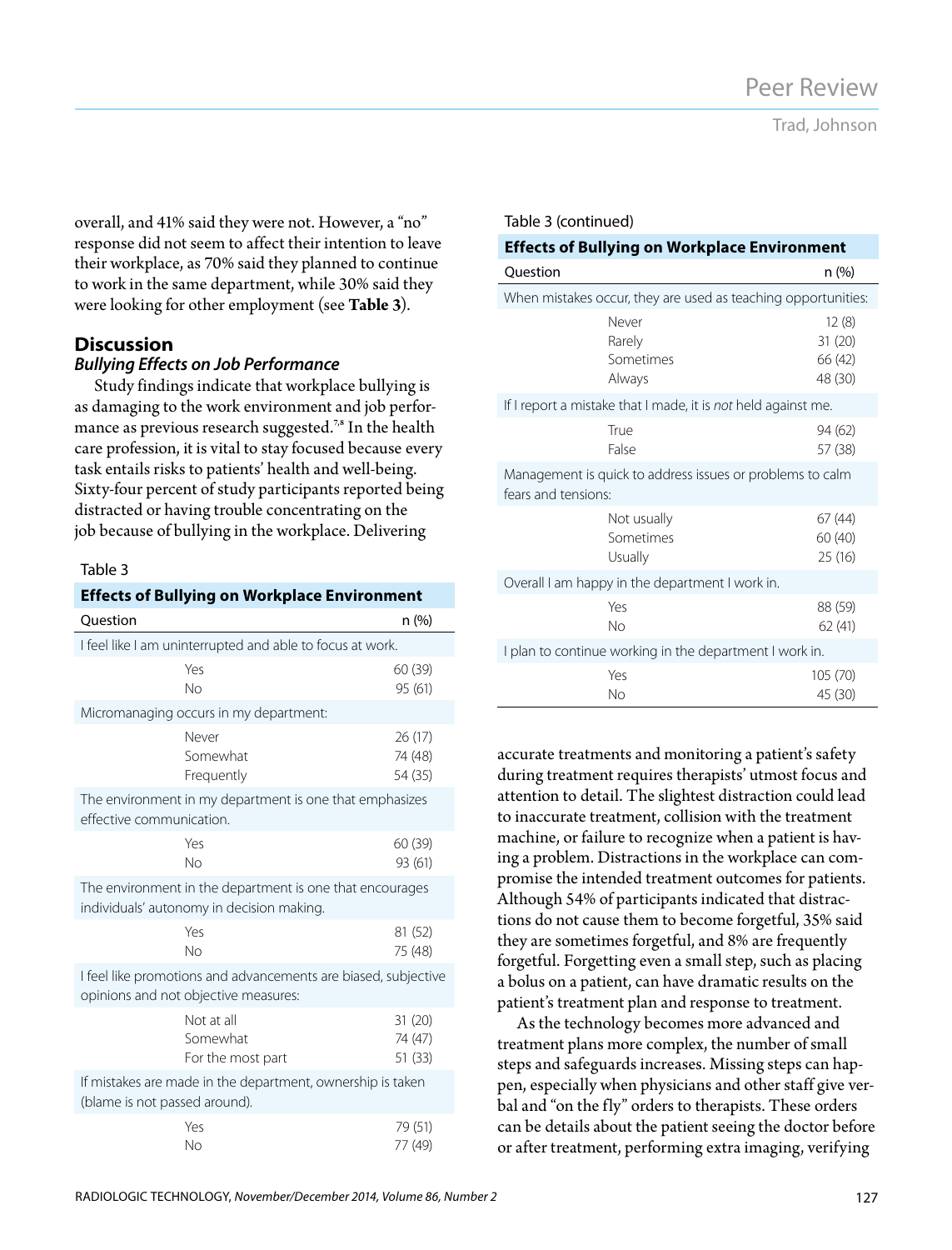overall, and 41% said they were not. However, a "no" response did not seem to affect their intention to leave their workplace, as 70% said they planned to continue to work in the same department, while 30% said they were looking for other employment (see **Table 3**).

## Discussion

### *Bullying Effects on Job Performance*

Study findings indicate that workplace bullying is as damaging to the work environment and job performance as previous research suggested.[7,8] In the health care profession, it is vital to stay focused because every task entails risks to patients' health and well-being. Sixty-four percent of study participants reported being distracted or having trouble concentrating on the job because of bullying in the workplace. Delivering accurate treatments and monitoring a patient's safety during treatment requires therapists' utmost focus and attention to detail. The slightest distraction could lead to inaccurate treatment, collision with the treatment machine, or failure to recognize when a patient is having a problem. Distractions in the workplace can compromise the intended treatment outcomes for patients. Although 54% of participants indicated that distractions do not cause them to become forgetful, 35% said they are sometimes forgetful, and 8% are frequently forgetful. Forgetting even a small step, such as placing a bolus on a patient, can have dramatic results on the patient's treatment plan and response to treatment.

As the technology becomes more advanced and treatment plans more complex, the number of small steps and safeguards increases. Missing steps can happen, especially when physicians and other staff give verbal and "on the fly" orders to therapists. These orders can be details about the patient seeing the doctor before or after treatment, performing extra imaging, verifying

Table 3

**Effects of Bullying on Workplace Environment**

| Question | n (%) |
|---|---|
| I feel like I am uninterrupted and able to focus at work. | |
| Yes | 60 (39) |
| No | 95 (61) |
| Micromanaging occurs in my department: | |
| Never | 26 (17) |
| Somewhat | 74 (48) |
| Frequently | 54 (35) |
| The environment in my department is one that emphasizes effective communication. | |
| Yes | 60 (39) |
| No | 93 (61) |
| The environment in the department is one that encourages individuals' autonomy in decision making. | |
| Yes | 81 (52) |
| No | 75 (48) |
| I feel like promotions and advancements are biased, subjective opinions and not objective measures: | |
| Not at all | 31 (20) |
| Somewhat | 74 (47) |
| For the most part | 51 (33) |
| If mistakes are made in the department, ownership is taken (blame is not passed around). | |
| Yes | 79 (51) |
| No | 77 (49) |
| When mistakes occur, they are used as teaching opportunities: | |
| Never | 12 (8) |
| Rarely | 31 (20) |
| Sometimes | 66 (42) |
| Always | 48 (30) |
| If I report a mistake that I made, it is *not* held against me. | |
| True | 94 (62) |
| False | 57 (38) |
| Management is quick to address issues or problems to calm fears and tensions: | |
| Not usually | 67 (44) |
| Sometimes | 60 (40) |
| Usually | 25 (16) |
| Overall I am happy in the department I work in. | |
| Yes | 88 (59) |
| No | 62 (41) |
| I plan to continue working in the department I work in. | |
| Yes | 105 (70) |
| No | 45 (30) |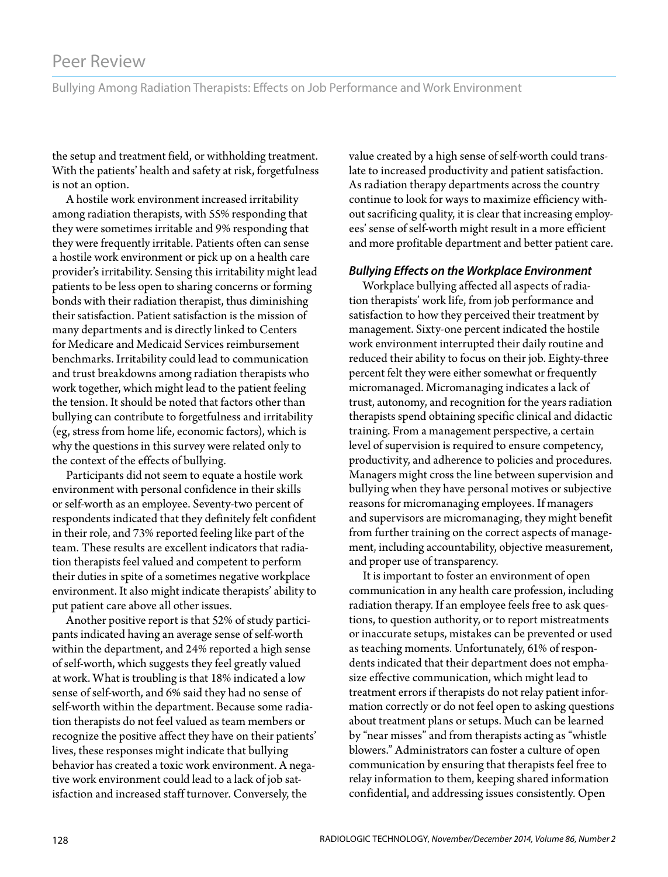the setup and treatment field, or withholding treatment. With the patients' health and safety at risk, forgetfulness is not an option.

A hostile work environment increased irritability among radiation therapists, with 55% responding that they were sometimes irritable and 9% responding that they were frequently irritable. Patients often can sense a hostile work environment or pick up on a health care provider's irritability. Sensing this irritability might lead patients to be less open to sharing concerns or forming bonds with their radiation therapist, thus diminishing their satisfaction. Patient satisfaction is the mission of many departments and is directly linked to Centers for Medicare and Medicaid Services reimbursement benchmarks. Irritability could lead to communication and trust breakdowns among radiation therapists who work together, which might lead to the patient feeling the tension. It should be noted that factors other than bullying can contribute to forgetfulness and irritability (eg, stress from home life, economic factors), which is why the questions in this survey were related only to the context of the effects of bullying.

Participants did not seem to equate a hostile work environment with personal confidence in their skills or self-worth as an employee. Seventy-two percent of respondents indicated that they definitely felt confident in their role, and 73% reported feeling like part of the team. These results are excellent indicators that radiation therapists feel valued and competent to perform their duties in spite of a sometimes negative workplace environment. It also might indicate therapists' ability to put patient care above all other issues.

Another positive report is that 52% of study participants indicated having an average sense of self-worth within the department, and 24% reported a high sense of self-worth, which suggests they feel greatly valued at work. What is troubling is that 18% indicated a low sense of self-worth, and 6% said they had no sense of self-worth within the department. Because some radiation therapists do not feel valued as team members or recognize the positive affect they have on their patients' lives, these responses might indicate that bullying behavior has created a toxic work environment. A negative work environment could lead to a lack of job satisfaction and increased staff turnover. Conversely, the value created by a high sense of self-worth could translate to increased productivity and patient satisfaction. As radiation therapy departments across the country continue to look for ways to maximize efficiency without sacrificing quality, it is clear that increasing employees' sense of self-worth might result in a more efficient and more profitable department and better patient care.

### *Bullying Effects on the Workplace Environment*

Workplace bullying affected all aspects of radiation therapists' work life, from job performance and satisfaction to how they perceived their treatment by management. Sixty-one percent indicated the hostile work environment interrupted their daily routine and reduced their ability to focus on their job. Eighty-three percent felt they were either somewhat or frequently micromanaged. Micromanaging indicates a lack of trust, autonomy, and recognition for the years radiation therapists spend obtaining specific clinical and didactic training. From a management perspective, a certain level of supervision is required to ensure competency, productivity, and adherence to policies and procedures. Managers might cross the line between supervision and bullying when they have personal motives or subjective reasons for micromanaging employees. If managers and supervisors are micromanaging, they might benefit from further training on the correct aspects of management, including accountability, objective measurement, and proper use of transparency.

It is important to foster an environment of open communication in any health care profession, including radiation therapy. If an employee feels free to ask questions, to question authority, or to report mistreatments or inaccurate setups, mistakes can be prevented or used as teaching moments. Unfortunately, 61% of respondents indicated that their department does not emphasize effective communication, which might lead to treatment errors if therapists do not relay patient information correctly or do not feel open to asking questions about treatment plans or setups. Much can be learned by "near misses" and from therapists acting as "whistle blowers." Administrators can foster a culture of open communication by ensuring that therapists feel free to relay information to them, keeping shared information confidential, and addressing issues consistently. Open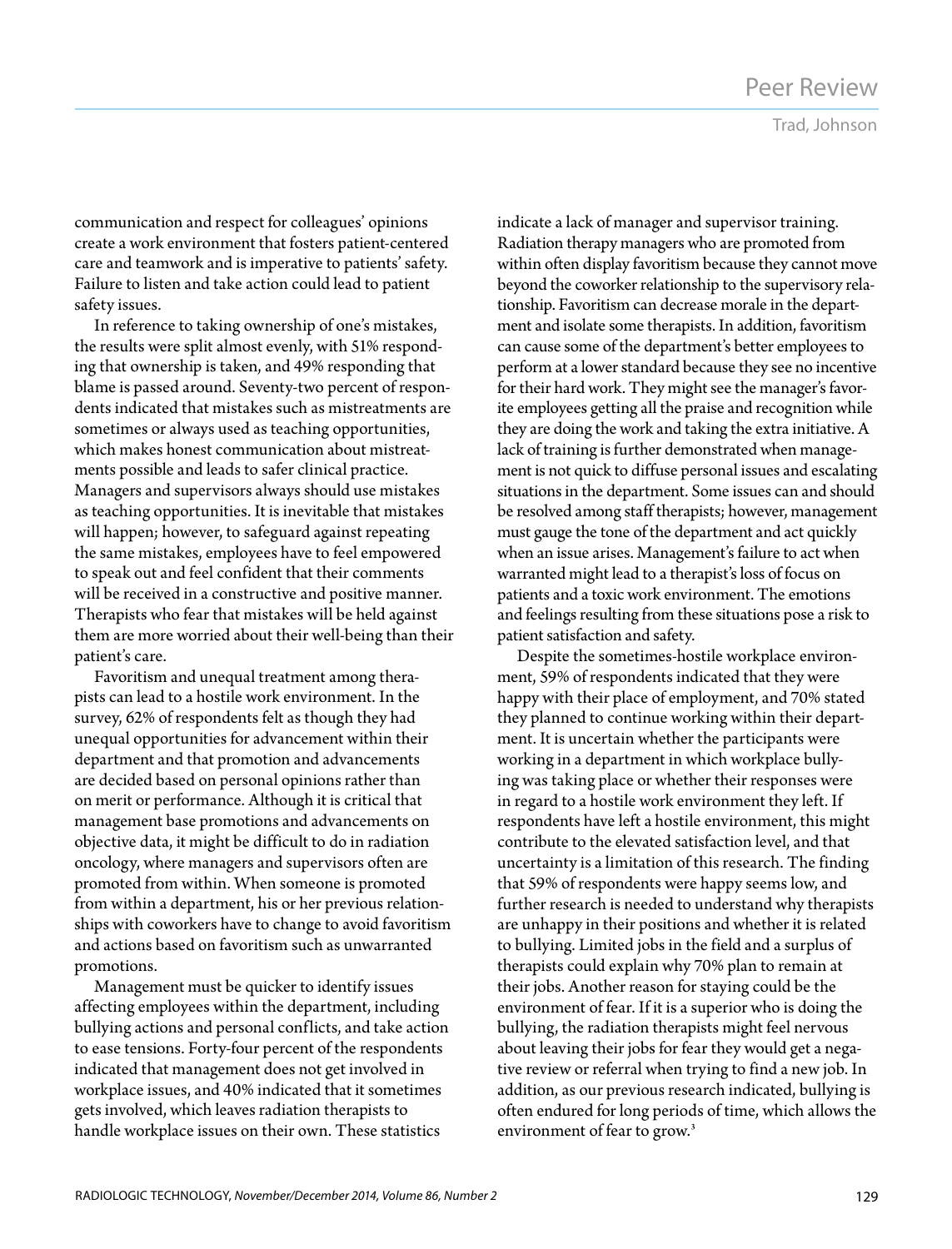communication and respect for colleagues' opinions create a work environment that fosters patient-centered care and teamwork and is imperative to patients' safety. Failure to listen and take action could lead to patient safety issues.

In reference to taking ownership of one's mistakes, the results were split almost evenly, with 51% responding that ownership is taken, and 49% responding that blame is passed around. Seventy-two percent of respondents indicated that mistakes such as mistreatments are sometimes or always used as teaching opportunities, which makes honest communication about mistreatments possible and leads to safer clinical practice. Managers and supervisors always should use mistakes as teaching opportunities. It is inevitable that mistakes will happen; however, to safeguard against repeating the same mistakes, employees have to feel empowered to speak out and feel confident that their comments will be received in a constructive and positive manner. Therapists who fear that mistakes will be held against them are more worried about their well-being than their patient's care.

Favoritism and unequal treatment among therapists can lead to a hostile work environment. In the survey, 62% of respondents felt as though they had unequal opportunities for advancement within their department and that promotion and advancements are decided based on personal opinions rather than on merit or performance. Although it is critical that management base promotions and advancements on objective data, it might be difficult to do in radiation oncology, where managers and supervisors often are promoted from within. When someone is promoted from within a department, his or her previous relationships with coworkers have to change to avoid favoritism and actions based on favoritism such as unwarranted promotions.

Management must be quicker to identify issues affecting employees within the department, including bullying actions and personal conflicts, and take action to ease tensions. Forty-four percent of the respondents indicated that management does not get involved in workplace issues, and 40% indicated that it sometimes gets involved, which leaves radiation therapists to handle workplace issues on their own. These statistics indicate a lack of manager and supervisor training. Radiation therapy managers who are promoted from within often display favoritism because they cannot move beyond the coworker relationship to the supervisory relationship. Favoritism can decrease morale in the department and isolate some therapists. In addition, favoritism can cause some of the department's better employees to perform at a lower standard because they see no incentive for their hard work. They might see the manager's favorite employees getting all the praise and recognition while they are doing the work and taking the extra initiative. A lack of training is further demonstrated when management is not quick to diffuse personal issues and escalating situations in the department. Some issues can and should be resolved among staff therapists; however, management must gauge the tone of the department and act quickly when an issue arises. Management's failure to act when warranted might lead to a therapist's loss of focus on patients and a toxic work environment. The emotions and feelings resulting from these situations pose a risk to patient satisfaction and safety.

Despite the sometimes-hostile workplace environment, 59% of respondents indicated that they were happy with their place of employment, and 70% stated they planned to continue working within their department. It is uncertain whether the participants were working in a department in which workplace bullying was taking place or whether their responses were in regard to a hostile work environment they left. If respondents have left a hostile environment, this might contribute to the elevated satisfaction level, and that uncertainty is a limitation of this research. The finding that 59% of respondents were happy seems low, and further research is needed to understand why therapists are unhappy in their positions and whether it is related to bullying. Limited jobs in the field and a surplus of therapists could explain why 70% plan to remain at their jobs. Another reason for staying could be the environment of fear. If it is a superior who is doing the bullying, the radiation therapists might feel nervous about leaving their jobs for fear they would get a negative review or referral when trying to find a new job. In addition, as our previous research indicated, bullying is often endured for long periods of time, which allows the environment of fear to grow.[3]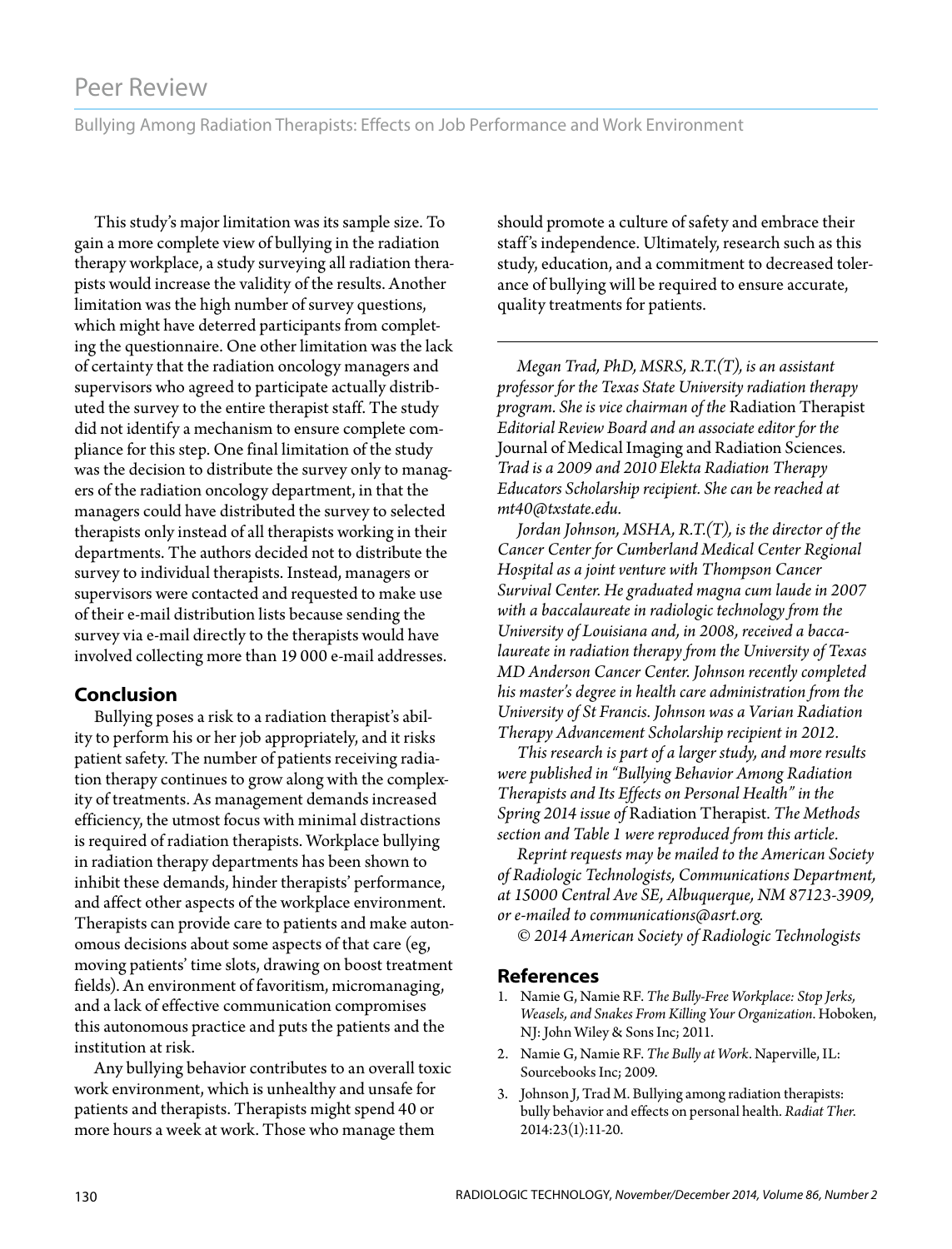This study's major limitation was its sample size. To gain a more complete view of bullying in the radiation therapy workplace, a study surveying all radiation therapists would increase the validity of the results. Another limitation was the high number of survey questions, which might have deterred participants from completing the questionnaire. One other limitation was the lack of certainty that the radiation oncology managers and supervisors who agreed to participate actually distributed the survey to the entire therapist staff. The study did not identify a mechanism to ensure complete compliance for this step. One final limitation of the study was the decision to distribute the survey only to managers of the radiation oncology department, in that the managers could have distributed the survey to selected therapists only instead of all therapists working in their departments. The authors decided not to distribute the survey to individual therapists. Instead, managers or supervisors were contacted and requested to make use of their e-mail distribution lists because sending the survey via e-mail directly to the therapists would have involved collecting more than 19 000 e-mail addresses.

## Conclusion

Bullying poses a risk to a radiation therapist's ability to perform his or her job appropriately, and it risks patient safety. The number of patients receiving radiation therapy continues to grow along with the complexity of treatments. As management demands increased efficiency, the utmost focus with minimal distractions is required of radiation therapists. Workplace bullying in radiation therapy departments has been shown to inhibit these demands, hinder therapists' performance, and affect other aspects of the workplace environment. Therapists can provide care to patients and make autonomous decisions about some aspects of that care (eg, moving patients' time slots, drawing on boost treatment fields). An environment of favoritism, micromanaging, and a lack of effective communication compromises this autonomous practice and puts the patients and the institution at risk.

Any bullying behavior contributes to an overall toxic work environment, which is unhealthy and unsafe for patients and therapists. Therapists might spend 40 or more hours a week at work. Those who manage them should promote a culture of safety and embrace their staff's independence. Ultimately, research such as this study, education, and a commitment to decreased tolerance of bullying will be required to ensure accurate, quality treatments for patients.

---

*Megan Trad, PhD, MSRS, R.T.(T), is an assistant professor for the Texas State University radiation therapy program. She is vice chairman of the* Radiation Therapist *Editorial Review Board and an associate editor for the* Journal of Medical Imaging and Radiation Sciences*. Trad is a 2009 and 2010 Elekta Radiation Therapy Educators Scholarship recipient. She can be reached at mt40@txstate.edu.*

*Jordan Johnson, MSHA, R.T.(T), is the director of the Cancer Center for Cumberland Medical Center Regional Hospital as a joint venture with Thompson Cancer Survival Center. He graduated magna cum laude in 2007 with a baccalaureate in radiologic technology from the University of Louisiana and, in 2008, received a baccalaureate in radiation therapy from the University of Texas MD Anderson Cancer Center. Johnson recently completed his master's degree in health care administration from the University of St Francis. Johnson was a Varian Radiation Therapy Advancement Scholarship recipient in 2012.*

*This research is part of a larger study, and more results were published in "Bullying Behavior Among Radiation Therapists and Its Effects on Personal Health" in the Spring 2014 issue of* Radiation Therapist*. The Methods section and Table 1 were reproduced from this article.*

*Reprint requests may be mailed to the American Society of Radiologic Technologists, Communications Department, at 15000 Central Ave SE, Albuquerque, NM 87123-3909, or e-mailed to communications@asrt.org.*

*© 2014 American Society of Radiologic Technologists*

## References

1. Namie G, Namie RF. *The Bully-Free Workplace: Stop Jerks, Weasels, and Snakes From Killing Your Organization*. Hoboken, NJ: John Wiley & Sons Inc; 2011.
2. Namie G, Namie RF. *The Bully at Work*. Naperville, IL: Sourcebooks Inc; 2009.
3. Johnson J, Trad M. Bullying among radiation therapists: bully behavior and effects on personal health. *Radiat Ther*. 2014:23(1):11-20.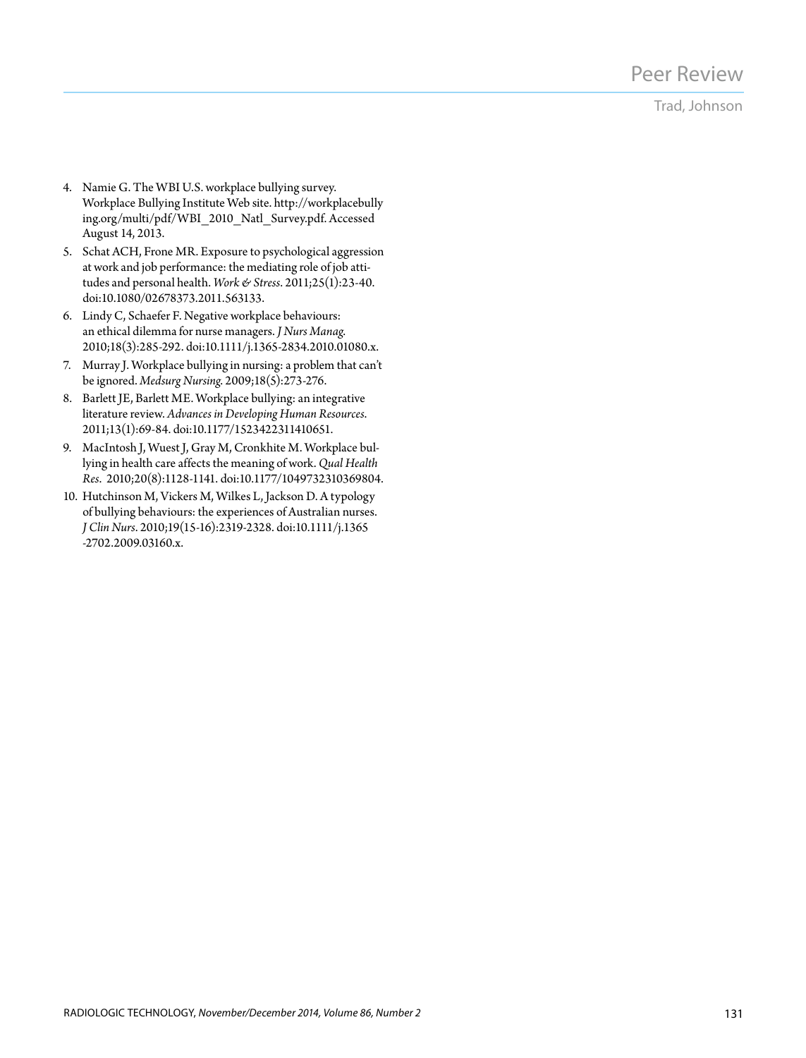4. Namie G. The WBI U.S. workplace bullying survey. Workplace Bullying Institute Web site. http://workplacebullying.org/multi/pdf/WBI_2010_Natl_Survey.pdf. Accessed August 14, 2013.
5. Schat ACH, Frone MR. Exposure to psychological aggression at work and job performance: the mediating role of job attitudes and personal health. *Work & Stress*. 2011;25(1):23-40. doi:10.1080/02678373.2011.563133.
6. Lindy C, Schaefer F. Negative workplace behaviours: an ethical dilemma for nurse managers. *J Nurs Manag.* 2010;18(3):285-292. doi:10.1111/j.1365-2834.2010.01080.x.
7. Murray J. Workplace bullying in nursing: a problem that can't be ignored. *Medsurg Nursing.* 2009;18(5):273-276.
8. Barlett JE, Barlett ME. Workplace bullying: an integrative literature review. *Advances in Developing Human Resources*. 2011;13(1):69-84. doi:10.1177/1523422311410651.
9. MacIntosh J, Wuest J, Gray M, Cronkhite M. Workplace bullying in health care affects the meaning of work. *Qual Health Res*. 2010;20(8):1128-1141. doi:10.1177/1049732310369804.
10. Hutchinson M, Vickers M, Wilkes L, Jackson D. A typology of bullying behaviours: the experiences of Australian nurses. *J Clin Nurs*. 2010;19(15-16):2319-2328. doi:10.1111/j.1365-2702.2009.03160.x.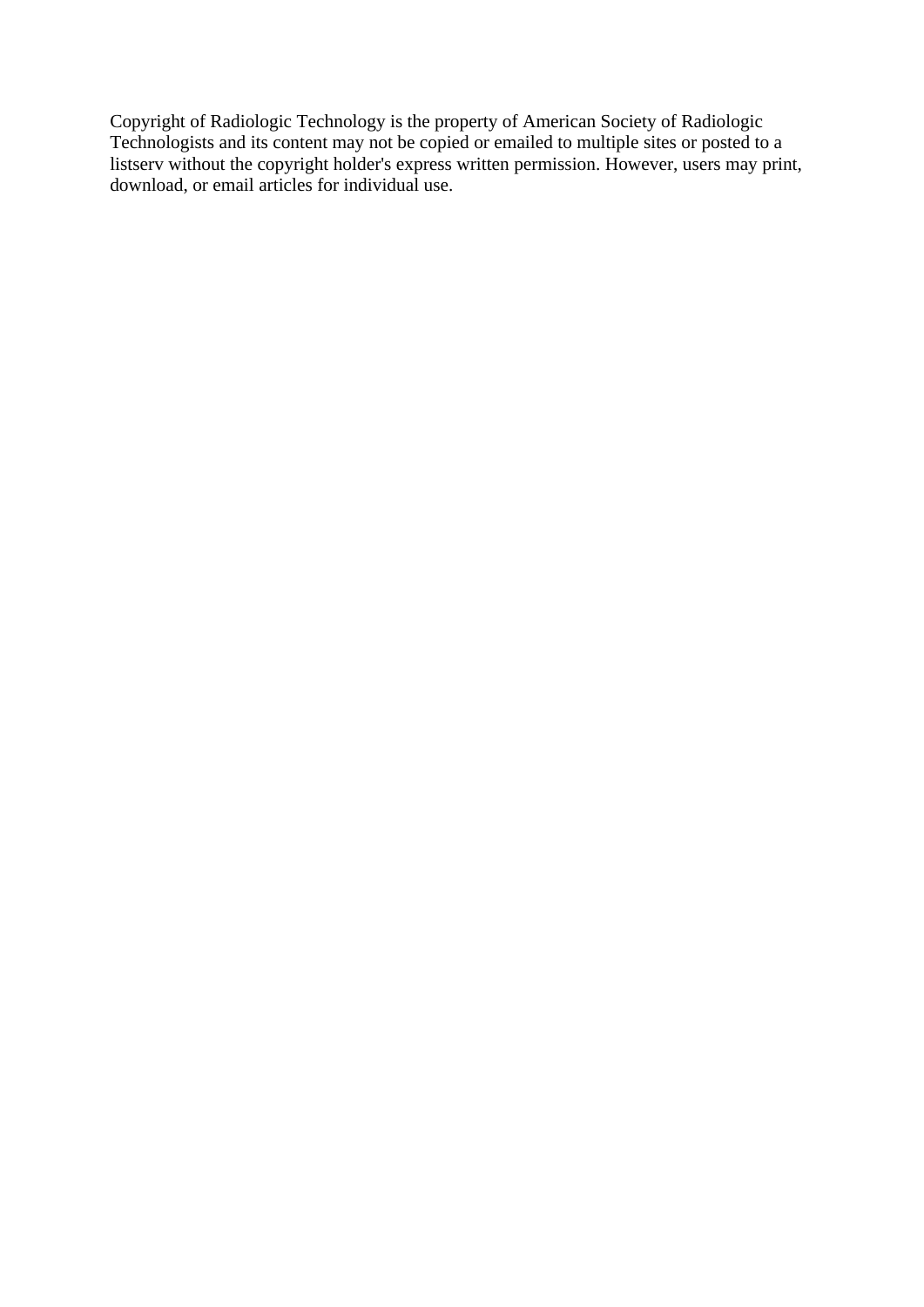Copyright of Radiologic Technology is the property of American Society of Radiologic Technologists and its content may not be copied or emailed to multiple sites or posted to a listserv without the copyright holder's express written permission. However, users may print, download, or email articles for individual use.